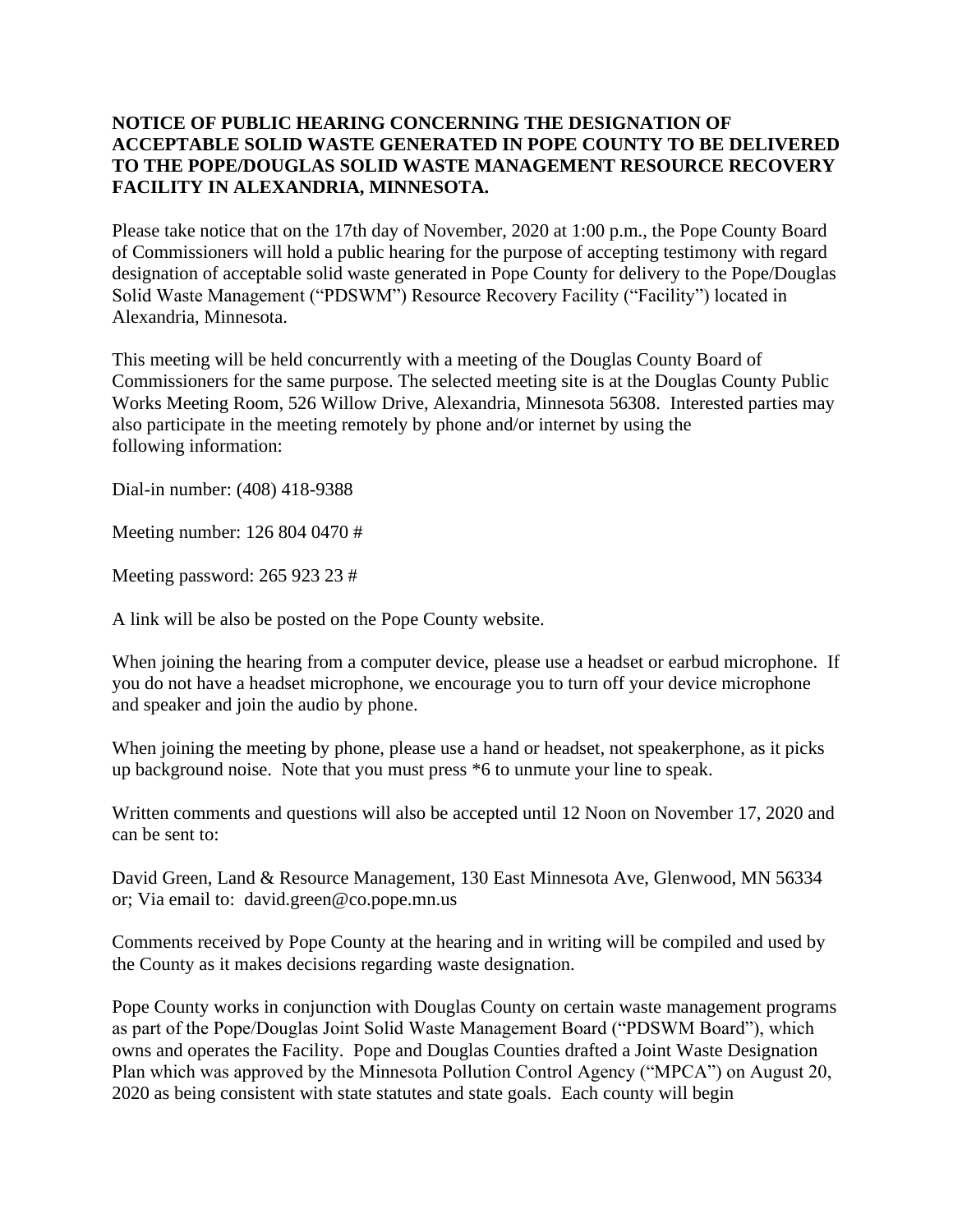**NOTICE OF PUBLIC HEARING CONCERNING THE DESIGNATION OF ACCEPTABLE SOLID WASTE GENERATED IN POPE COUNTY TO BE DELIVERED TO THE POPE/DOUGLAS SOLID WASTE MANAGEMENT RESOURCE RECOVERY FACILITY IN ALEXANDRIA, MINNESOTA.**

Please take notice that on the 17th day of November, 2020 at 1:00 p.m., the Pope County Board of Commissioners will hold a public hearing for the purpose of accepting testimony with regard designation of acceptable solid waste generated in Pope County for delivery to the Pope/Douglas Solid Waste Management ("PDSWM") Resource Recovery Facility ("Facility") located in Alexandria, Minnesota.

This meeting will be held concurrently with a meeting of the Douglas County Board of Commissioners for the same purpose. The selected meeting site is at the Douglas County Public Works Meeting Room, 526 Willow Drive, Alexandria, Minnesota 56308. Interested parties may also participate in the meeting remotely by phone and/or internet by using the following information:

Dial-in number: (408) 418-9388

Meeting number: 126 804 0470 #

Meeting password: 265 923 23 #

A link will be also be posted on the Pope County website.

When joining the hearing from a computer device, please use a headset or earbud microphone. If you do not have a headset microphone, we encourage you to turn off your device microphone and speaker and join the audio by phone.

When joining the meeting by phone, please use a hand or headset, not speakerphone, as it picks up background noise. Note that you must press *6 to unmute your line to speak.

Written comments and questions will also be accepted until 12 Noon on November 17, 2020 and can be sent to:

David Green, Land & Resource Management, 130 East Minnesota Ave, Glenwood, MN 56334 or; Via email to: david.green@co.pope.mn.us

Comments received by Pope County at the hearing and in writing will be compiled and used by the County as it makes decisions regarding waste designation.

Pope County works in conjunction with Douglas County on certain waste management programs as part of the Pope/Douglas Joint Solid Waste Management Board ("PDSWM Board"), which owns and operates the Facility. Pope and Douglas Counties drafted a Joint Waste Designation Plan which was approved by the Minnesota Pollution Control Agency ("MPCA") on August 20, 2020 as being consistent with state statutes and state goals. Each county will begin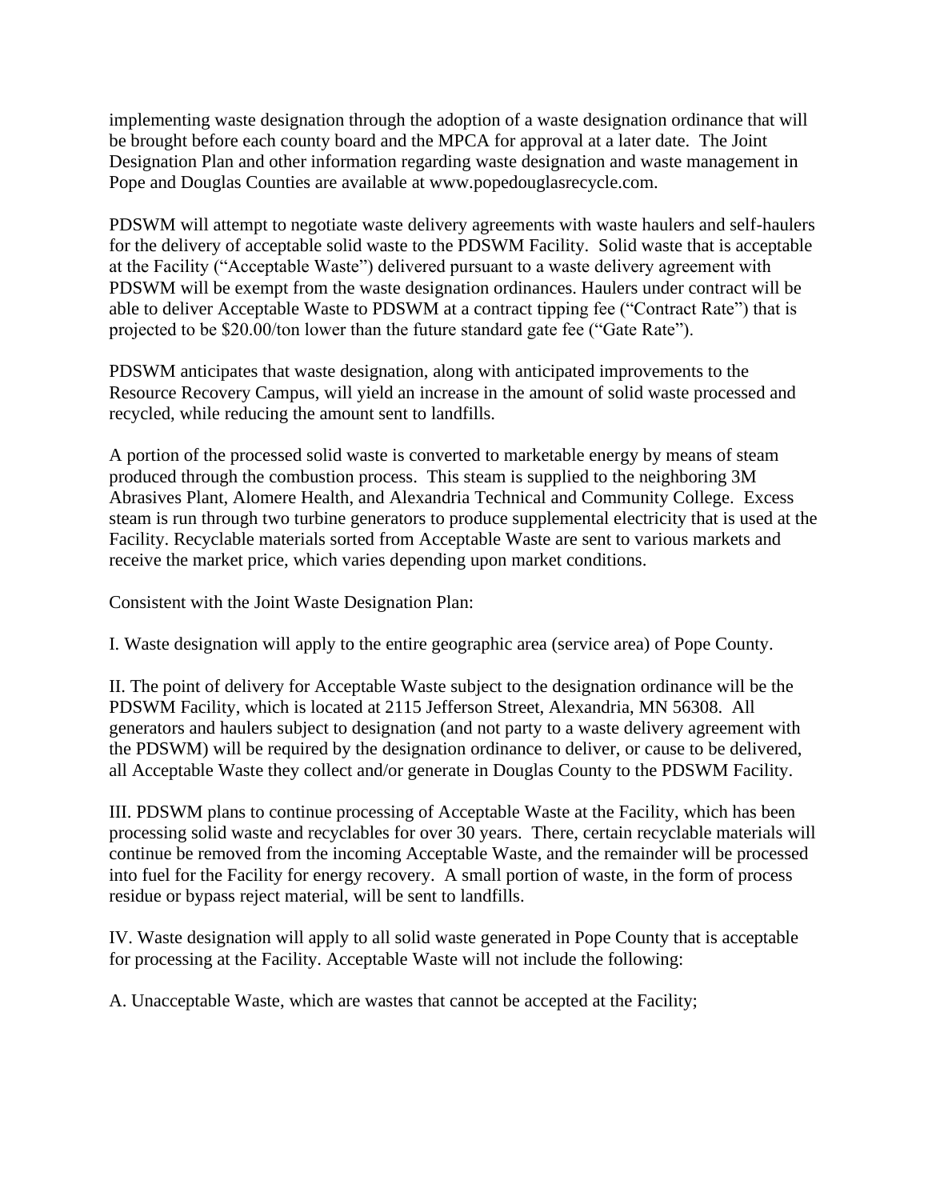implementing waste designation through the adoption of a waste designation ordinance that will be brought before each county board and the MPCA for approval at a later date. The Joint Designation Plan and other information regarding waste designation and waste management in Pope and Douglas Counties are available at www.popedouglasrecycle.com.

PDSWM will attempt to negotiate waste delivery agreements with waste haulers and self-haulers for the delivery of acceptable solid waste to the PDSWM Facility. Solid waste that is acceptable at the Facility ("Acceptable Waste") delivered pursuant to a waste delivery agreement with PDSWM will be exempt from the waste designation ordinances. Haulers under contract will be able to deliver Acceptable Waste to PDSWM at a contract tipping fee ("Contract Rate") that is projected to be $20.00/ton lower than the future standard gate fee ("Gate Rate").

PDSWM anticipates that waste designation, along with anticipated improvements to the Resource Recovery Campus, will yield an increase in the amount of solid waste processed and recycled, while reducing the amount sent to landfills.

A portion of the processed solid waste is converted to marketable energy by means of steam produced through the combustion process. This steam is supplied to the neighboring 3M Abrasives Plant, Alomere Health, and Alexandria Technical and Community College. Excess steam is run through two turbine generators to produce supplemental electricity that is used at the Facility. Recyclable materials sorted from Acceptable Waste are sent to various markets and receive the market price, which varies depending upon market conditions.

Consistent with the Joint Waste Designation Plan:

I. Waste designation will apply to the entire geographic area (service area) of Pope County.

II. The point of delivery for Acceptable Waste subject to the designation ordinance will be the PDSWM Facility, which is located at 2115 Jefferson Street, Alexandria, MN 56308. All generators and haulers subject to designation (and not party to a waste delivery agreement with the PDSWM) will be required by the designation ordinance to deliver, or cause to be delivered, all Acceptable Waste they collect and/or generate in Douglas County to the PDSWM Facility.

III. PDSWM plans to continue processing of Acceptable Waste at the Facility, which has been processing solid waste and recyclables for over 30 years. There, certain recyclable materials will continue be removed from the incoming Acceptable Waste, and the remainder will be processed into fuel for the Facility for energy recovery. A small portion of waste, in the form of process residue or bypass reject material, will be sent to landfills.

IV. Waste designation will apply to all solid waste generated in Pope County that is acceptable for processing at the Facility. Acceptable Waste will not include the following:

A. Unacceptable Waste, which are wastes that cannot be accepted at the Facility;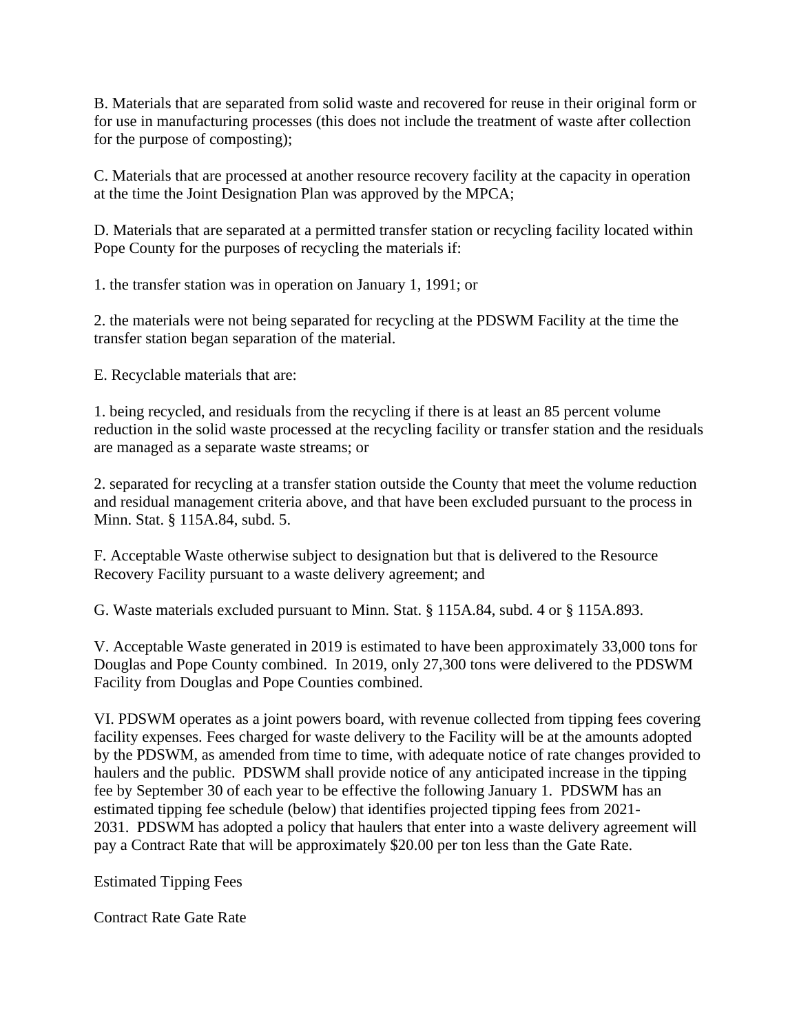B. Materials that are separated from solid waste and recovered for reuse in their original form or for use in manufacturing processes (this does not include the treatment of waste after collection for the purpose of composting);

C. Materials that are processed at another resource recovery facility at the capacity in operation at the time the Joint Designation Plan was approved by the MPCA;

D. Materials that are separated at a permitted transfer station or recycling facility located within Pope County for the purposes of recycling the materials if:

1. the transfer station was in operation on January 1, 1991; or

2. the materials were not being separated for recycling at the PDSWM Facility at the time the transfer station began separation of the material.

E. Recyclable materials that are:

1. being recycled, and residuals from the recycling if there is at least an 85 percent volume reduction in the solid waste processed at the recycling facility or transfer station and the residuals are managed as a separate waste streams; or

2. separated for recycling at a transfer station outside the County that meet the volume reduction and residual management criteria above, and that have been excluded pursuant to the process in Minn. Stat. § 115A.84, subd. 5.

F. Acceptable Waste otherwise subject to designation but that is delivered to the Resource Recovery Facility pursuant to a waste delivery agreement; and

G. Waste materials excluded pursuant to Minn. Stat. § 115A.84, subd. 4 or § 115A.893.

V. Acceptable Waste generated in 2019 is estimated to have been approximately 33,000 tons for Douglas and Pope County combined. In 2019, only 27,300 tons were delivered to the PDSWM Facility from Douglas and Pope Counties combined.

VI. PDSWM operates as a joint powers board, with revenue collected from tipping fees covering facility expenses. Fees charged for waste delivery to the Facility will be at the amounts adopted by the PDSWM, as amended from time to time, with adequate notice of rate changes provided to haulers and the public. PDSWM shall provide notice of any anticipated increase in the tipping fee by September 30 of each year to be effective the following January 1. PDSWM has an estimated tipping fee schedule (below) that identifies projected tipping fees from 2021-2031. PDSWM has adopted a policy that haulers that enter into a waste delivery agreement will pay a Contract Rate that will be approximately $20.00 per ton less than the Gate Rate.

Estimated Tipping Fees

Contract Rate Gate Rate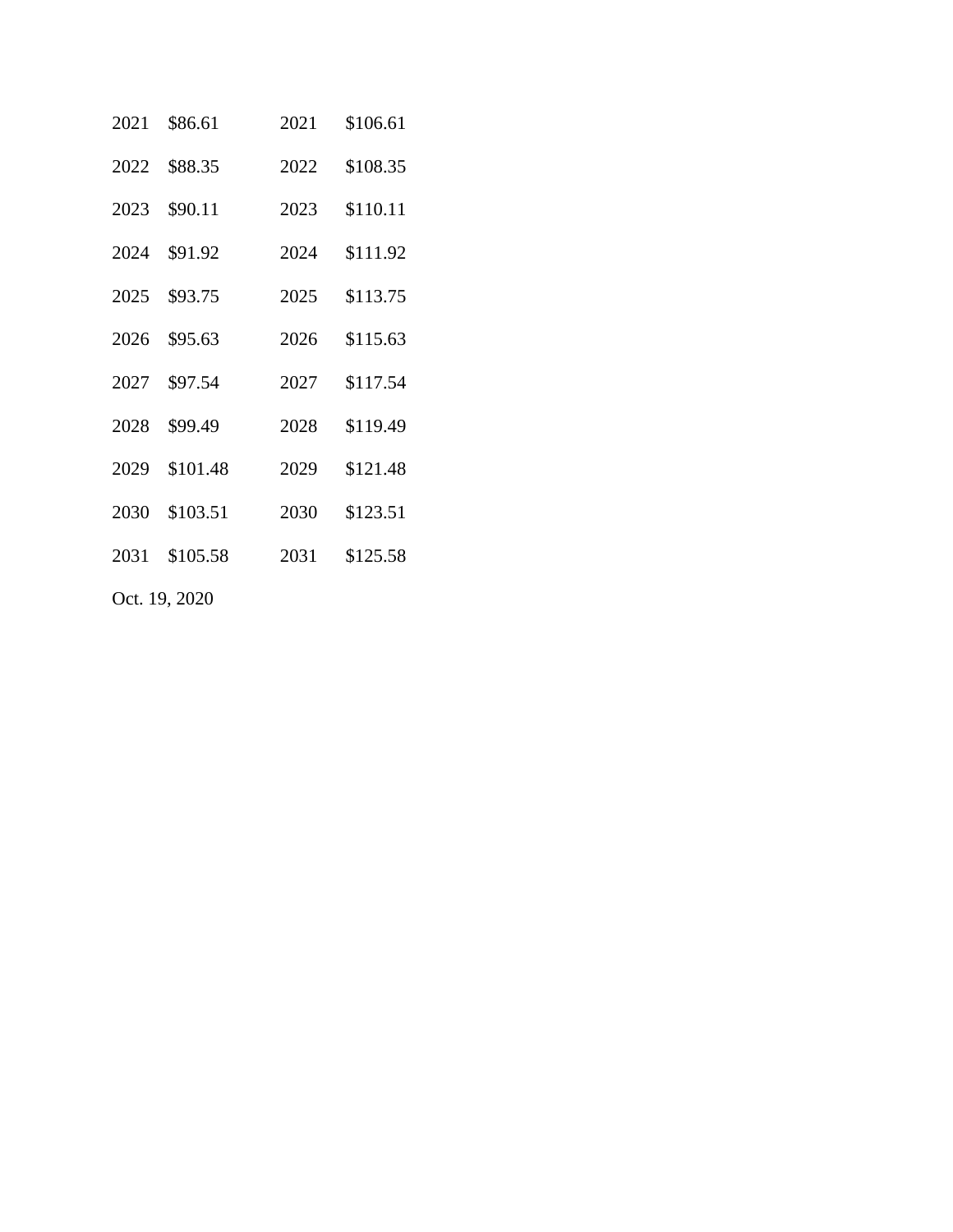| | | | |
|---|---|---|---|
| 2021 | $86.61 | 2021 | $106.61 |
| 2022 | $88.35 | 2022 | $108.35 |
| 2023 | $90.11 | 2023 | $110.11 |
| 2024 | $91.92 | 2024 | $111.92 |
| 2025 | $93.75 | 2025 | $113.75 |
| 2026 | $95.63 | 2026 | $115.63 |
| 2027 | $97.54 | 2027 | $117.54 |
| 2028 | $99.49 | 2028 | $119.49 |
| 2029 | $101.48 | 2029 | $121.48 |
| 2030 | $103.51 | 2030 | $123.51 |
| 2031 | $105.58 | 2031 | $125.58 |

Oct. 19, 2020